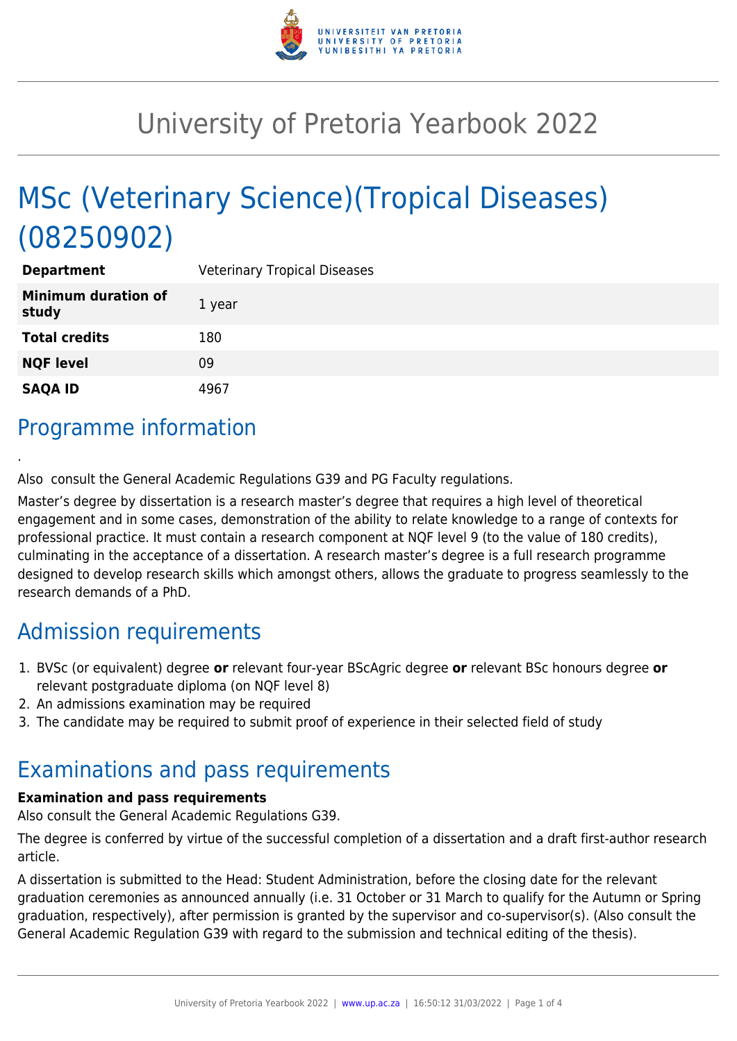# University of Pretoria Yearbook 2022

# MSc (Veterinary Science)(Tropical Diseases) (08250902)

| | |
|---|---|
| **Department** | Veterinary Tropical Diseases |
| **Minimum duration of study** | 1 year |
| **Total credits** | 180 |
| **NQF level** | 09 |
| **SAQA ID** | 4967 |

## Programme information

.

Also consult the General Academic Regulations G39 and PG Faculty regulations.

Master's degree by dissertation is a research master's degree that requires a high level of theoretical engagement and in some cases, demonstration of the ability to relate knowledge to a range of contexts for professional practice. It must contain a research component at NQF level 9 (to the value of 180 credits), culminating in the acceptance of a dissertation. A research master's degree is a full research programme designed to develop research skills which amongst others, allows the graduate to progress seamlessly to the research demands of a PhD.

## Admission requirements

1. BVSc (or equivalent) degree **or** relevant four-year BScAgric degree **or** relevant BSc honours degree **or** relevant postgraduate diploma (on NQF level 8)
2. An admissions examination may be required
3. The candidate may be required to submit proof of experience in their selected field of study

## Examinations and pass requirements

**Examination and pass requirements**

Also consult the General Academic Regulations G39.

The degree is conferred by virtue of the successful completion of a dissertation and a draft first-author research article.

A dissertation is submitted to the Head: Student Administration, before the closing date for the relevant graduation ceremonies as announced annually (i.e. 31 October or 31 March to qualify for the Autumn or Spring graduation, respectively), after permission is granted by the supervisor and co-supervisor(s). (Also consult the General Academic Regulation G39 with regard to the submission and technical editing of the thesis).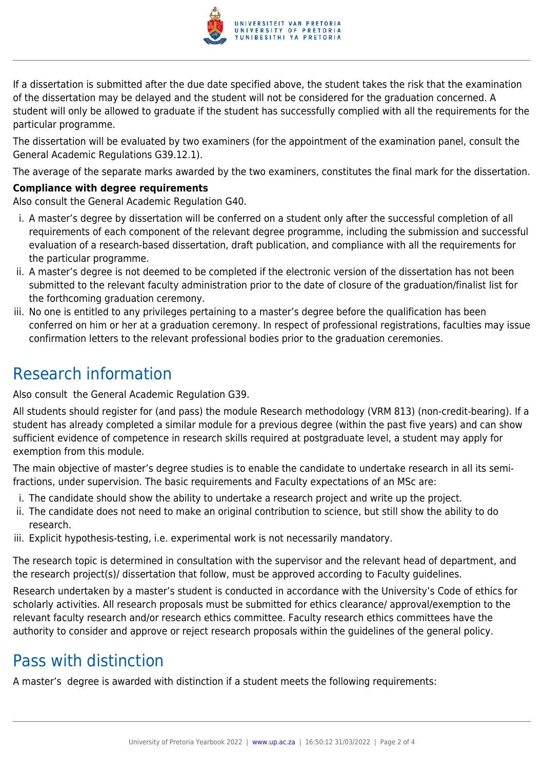If a dissertation is submitted after the due date specified above, the student takes the risk that the examination of the dissertation may be delayed and the student will not be considered for the graduation concerned. A student will only be allowed to graduate if the student has successfully complied with all the requirements for the particular programme.

The dissertation will be evaluated by two examiners (for the appointment of the examination panel, consult the General Academic Regulations G39.12.1).

The average of the separate marks awarded by the two examiners, constitutes the final mark for the dissertation.

**Compliance with degree requirements**

Also consult the General Academic Regulation G40.

i. A master's degree by dissertation will be conferred on a student only after the successful completion of all requirements of each component of the relevant degree programme, including the submission and successful evaluation of a research-based dissertation, draft publication, and compliance with all the requirements for the particular programme.
ii. A master's degree is not deemed to be completed if the electronic version of the dissertation has not been submitted to the relevant faculty administration prior to the date of closure of the graduation/finalist list for the forthcoming graduation ceremony.
iii. No one is entitled to any privileges pertaining to a master's degree before the qualification has been conferred on him or her at a graduation ceremony. In respect of professional registrations, faculties may issue confirmation letters to the relevant professional bodies prior to the graduation ceremonies.

## Research information

Also consult the General Academic Regulation G39.

All students should register for (and pass) the module Research methodology (VRM 813) (non-credit-bearing). If a student has already completed a similar module for a previous degree (within the past five years) and can show sufficient evidence of competence in research skills required at postgraduate level, a student may apply for exemption from this module.

The main objective of master's degree studies is to enable the candidate to undertake research in all its semi-fractions, under supervision. The basic requirements and Faculty expectations of an MSc are:

i. The candidate should show the ability to undertake a research project and write up the project.
ii. The candidate does not need to make an original contribution to science, but still show the ability to do research.
iii. Explicit hypothesis-testing, i.e. experimental work is not necessarily mandatory.

The research topic is determined in consultation with the supervisor and the relevant head of department, and the research project(s)/ dissertation that follow, must be approved according to Faculty guidelines.

Research undertaken by a master's student is conducted in accordance with the University's Code of ethics for scholarly activities. All research proposals must be submitted for ethics clearance/ approval/exemption to the relevant faculty research and/or research ethics committee. Faculty research ethics committees have the authority to consider and approve or reject research proposals within the guidelines of the general policy.

## Pass with distinction

A master's degree is awarded with distinction if a student meets the following requirements: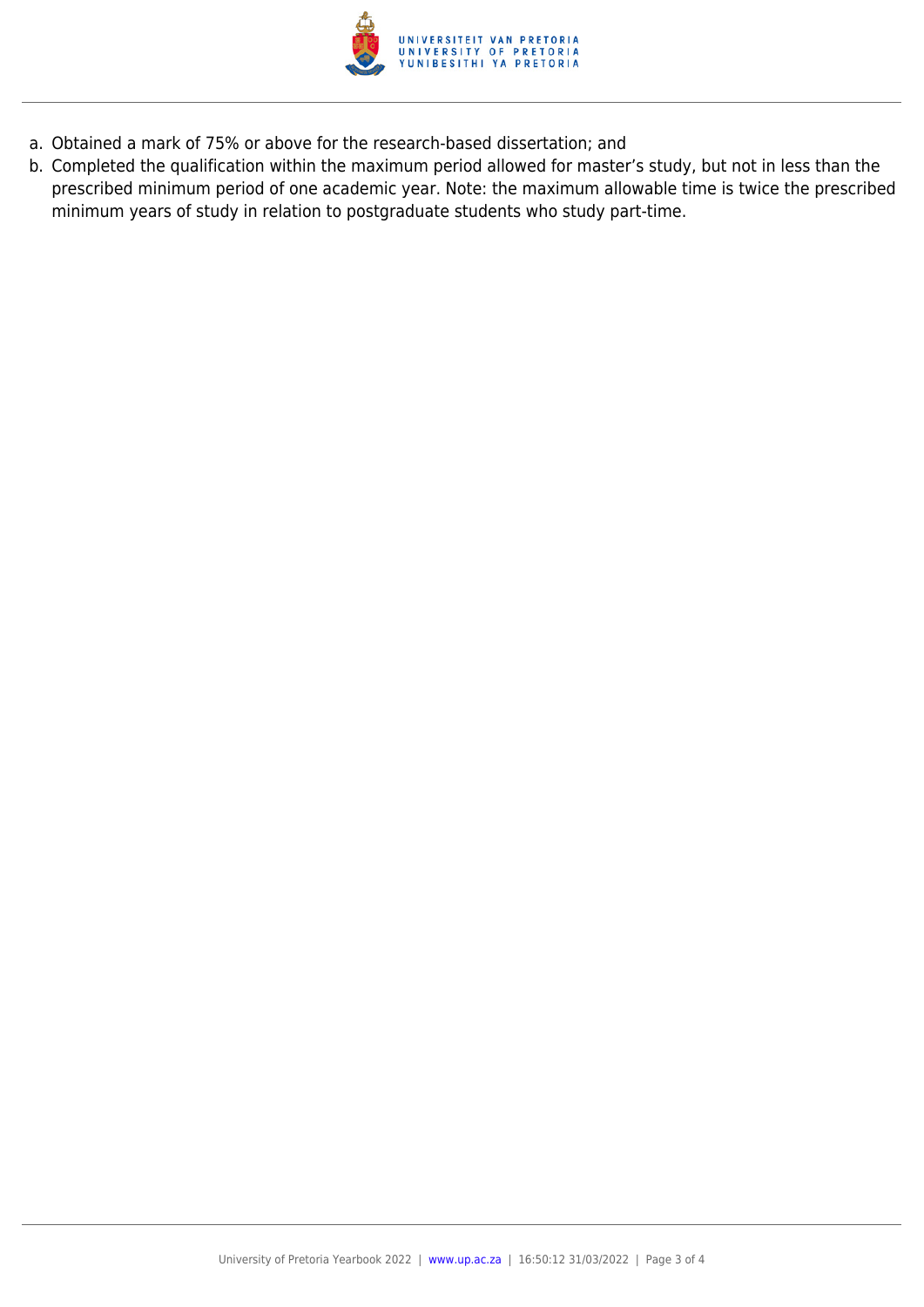a. Obtained a mark of 75% or above for the research-based dissertation; and
b. Completed the qualification within the maximum period allowed for master's study, but not in less than the prescribed minimum period of one academic year. Note: the maximum allowable time is twice the prescribed minimum years of study in relation to postgraduate students who study part-time.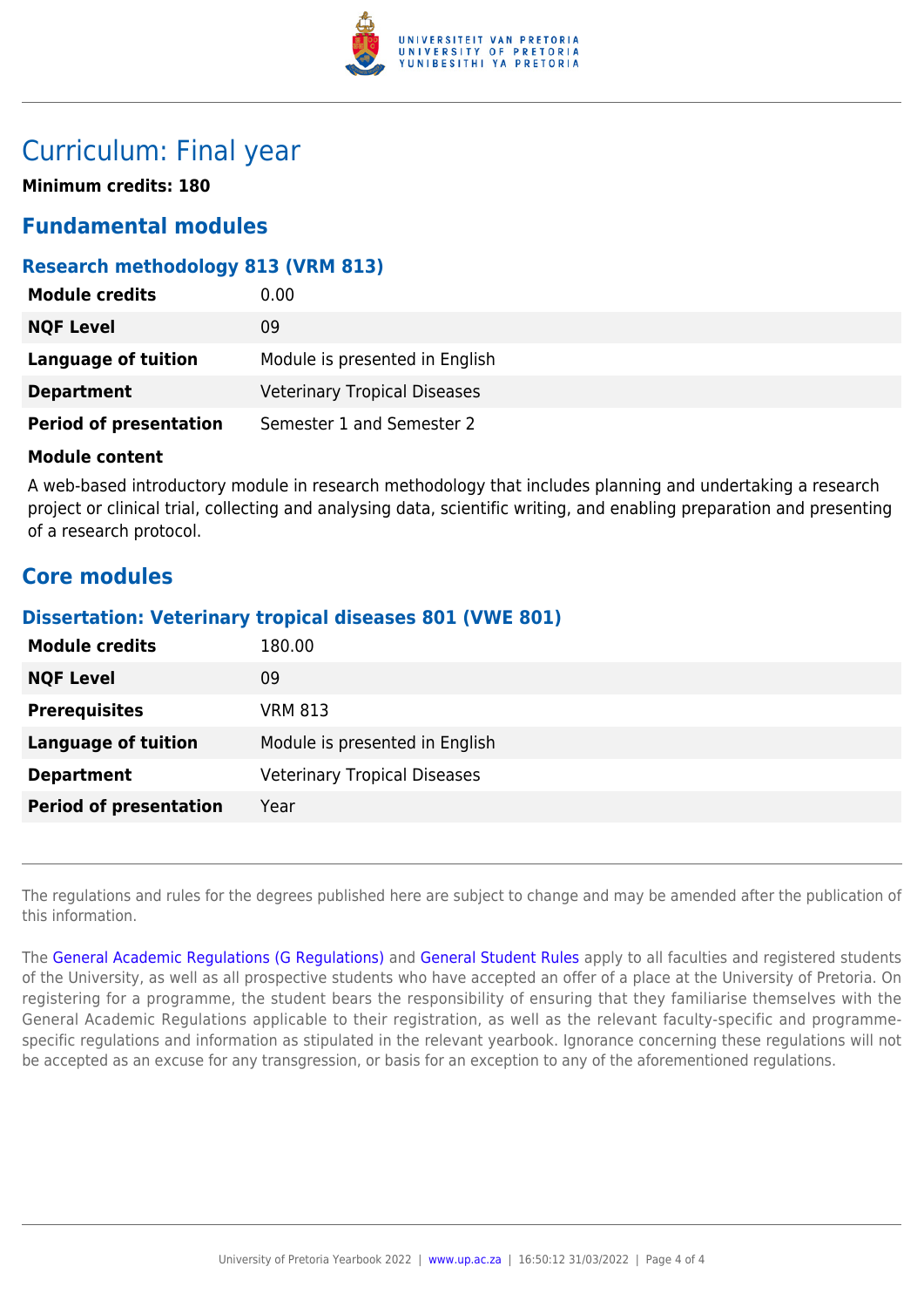# Curriculum: Final year

**Minimum credits: 180**

## Fundamental modules

### Research methodology 813 (VRM 813)

| | |
|---|---|
| **Module credits** | 0.00 |
| **NQF Level** | 09 |
| **Language of tuition** | Module is presented in English |
| **Department** | Veterinary Tropical Diseases |
| **Period of presentation** | Semester 1 and Semester 2 |

**Module content**

A web-based introductory module in research methodology that includes planning and undertaking a research project or clinical trial, collecting and analysing data, scientific writing, and enabling preparation and presenting of a research protocol.

## Core modules

### Dissertation: Veterinary tropical diseases 801 (VWE 801)

| | |
|---|---|
| **Module credits** | 180.00 |
| **NQF Level** | 09 |
| **Prerequisites** | VRM 813 |
| **Language of tuition** | Module is presented in English |
| **Department** | Veterinary Tropical Diseases |
| **Period of presentation** | Year |

The regulations and rules for the degrees published here are subject to change and may be amended after the publication of this information.

The General Academic Regulations (G Regulations) and General Student Rules apply to all faculties and registered students of the University, as well as all prospective students who have accepted an offer of a place at the University of Pretoria. On registering for a programme, the student bears the responsibility of ensuring that they familiarise themselves with the General Academic Regulations applicable to their registration, as well as the relevant faculty-specific and programme-specific regulations and information as stipulated in the relevant yearbook. Ignorance concerning these regulations will not be accepted as an excuse for any transgression, or basis for an exception to any of the aforementioned regulations.